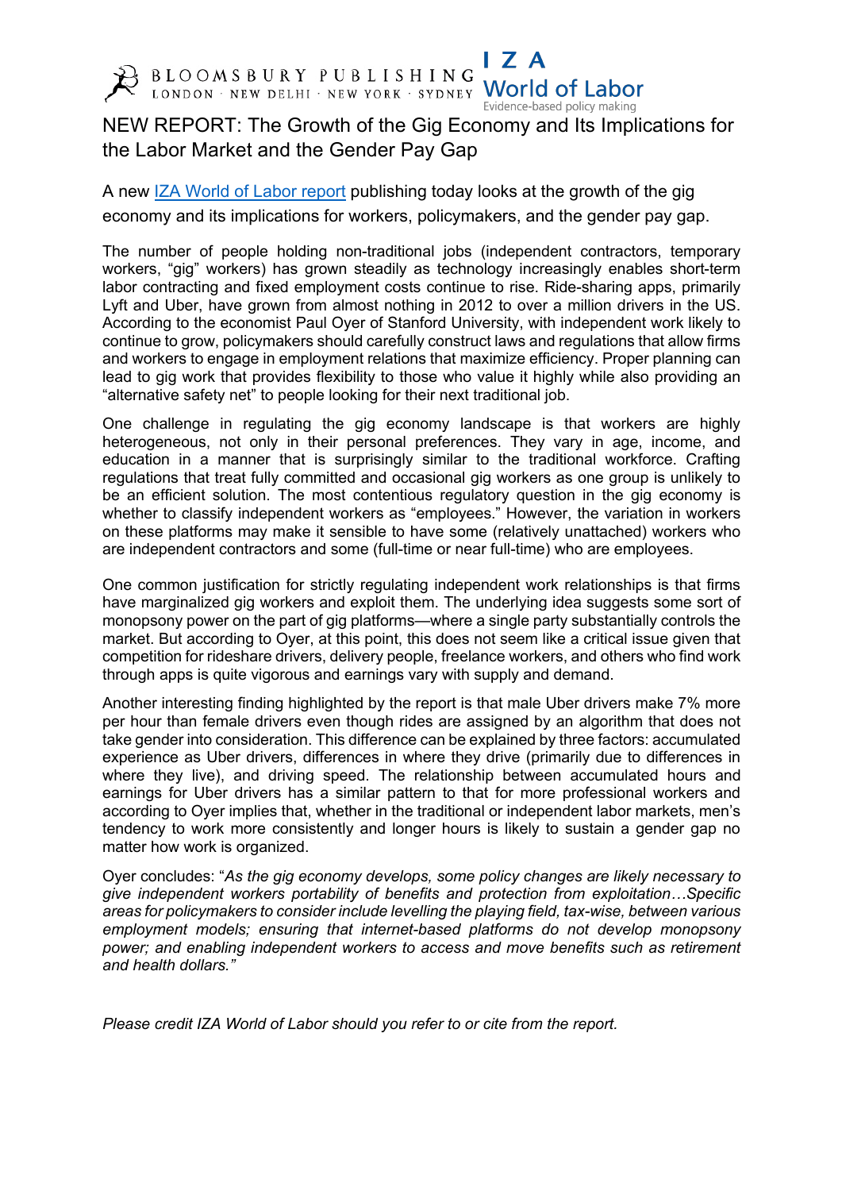BLOOMSBURY PUBLISHING
LONDON · NEW DELHI · NEW YORK · SYDNEY

IZA World of Labor
Evidence-based policy making

# NEW REPORT: The Growth of the Gig Economy and Its Implications for the Labor Market and the Gender Pay Gap

A new IZA World of Labor report publishing today looks at the growth of the gig economy and its implications for workers, policymakers, and the gender pay gap.

The number of people holding non-traditional jobs (independent contractors, temporary workers, "gig" workers) has grown steadily as technology increasingly enables short-term labor contracting and fixed employment costs continue to rise. Ride-sharing apps, primarily Lyft and Uber, have grown from almost nothing in 2012 to over a million drivers in the US. According to the economist Paul Oyer of Stanford University, with independent work likely to continue to grow, policymakers should carefully construct laws and regulations that allow firms and workers to engage in employment relations that maximize efficiency. Proper planning can lead to gig work that provides flexibility to those who value it highly while also providing an "alternative safety net" to people looking for their next traditional job.

One challenge in regulating the gig economy landscape is that workers are highly heterogeneous, not only in their personal preferences. They vary in age, income, and education in a manner that is surprisingly similar to the traditional workforce. Crafting regulations that treat fully committed and occasional gig workers as one group is unlikely to be an efficient solution. The most contentious regulatory question in the gig economy is whether to classify independent workers as "employees." However, the variation in workers on these platforms may make it sensible to have some (relatively unattached) workers who are independent contractors and some (full-time or near full-time) who are employees.

One common justification for strictly regulating independent work relationships is that firms have marginalized gig workers and exploit them. The underlying idea suggests some sort of monopsony power on the part of gig platforms—where a single party substantially controls the market. But according to Oyer, at this point, this does not seem like a critical issue given that competition for rideshare drivers, delivery people, freelance workers, and others who find work through apps is quite vigorous and earnings vary with supply and demand.

Another interesting finding highlighted by the report is that male Uber drivers make 7% more per hour than female drivers even though rides are assigned by an algorithm that does not take gender into consideration. This difference can be explained by three factors: accumulated experience as Uber drivers, differences in where they drive (primarily due to differences in where they live), and driving speed. The relationship between accumulated hours and earnings for Uber drivers has a similar pattern to that for more professional workers and according to Oyer implies that, whether in the traditional or independent labor markets, men's tendency to work more consistently and longer hours is likely to sustain a gender gap no matter how work is organized.

Oyer concludes: "*As the gig economy develops, some policy changes are likely necessary to give independent workers portability of benefits and protection from exploitation…Specific areas for policymakers to consider include levelling the playing field, tax-wise, between various employment models; ensuring that internet-based platforms do not develop monopsony power; and enabling independent workers to access and move benefits such as retirement and health dollars.*"

*Please credit IZA World of Labor should you refer to or cite from the report.*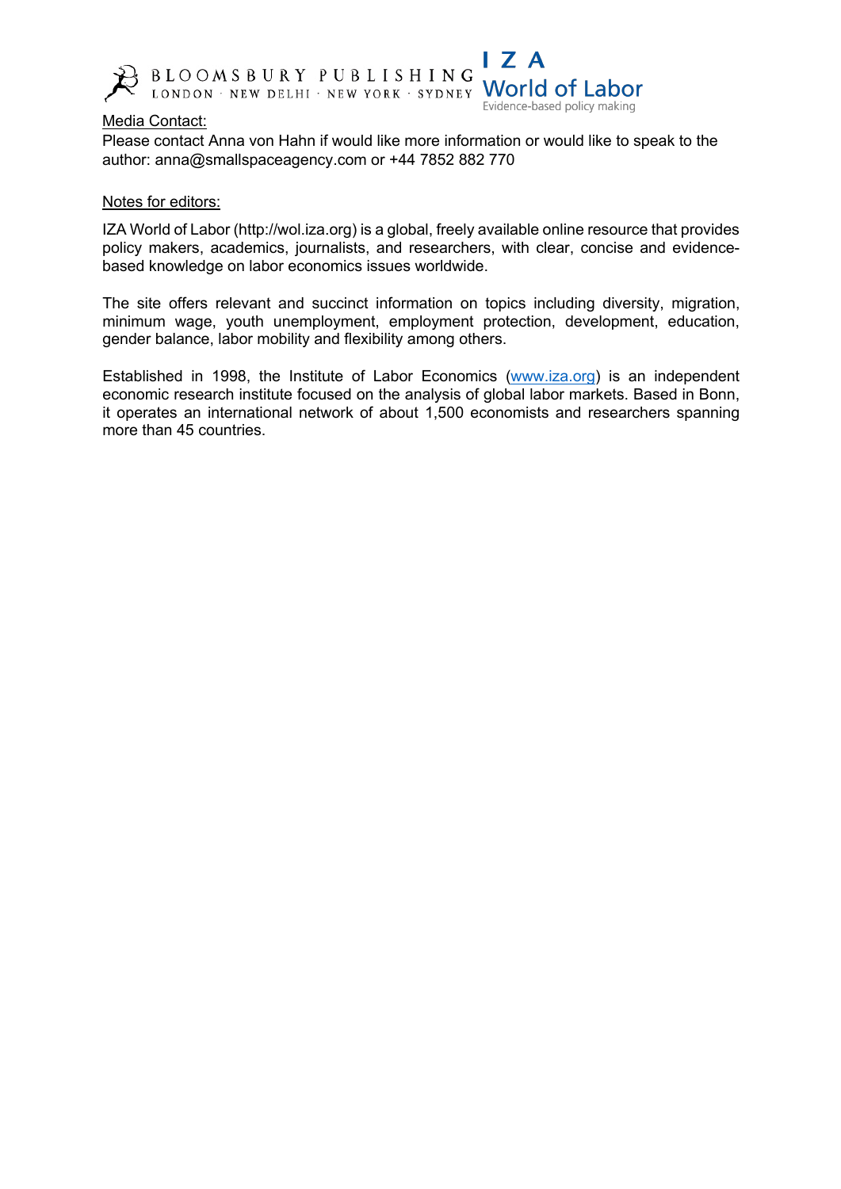Media Contact:

Please contact Anna von Hahn if would like more information or would like to speak to the author: anna@smallspaceagency.com or +44 7852 882 770

Notes for editors:

IZA World of Labor (http://wol.iza.org) is a global, freely available online resource that provides policy makers, academics, journalists, and researchers, with clear, concise and evidence-based knowledge on labor economics issues worldwide.

The site offers relevant and succinct information on topics including diversity, migration, minimum wage, youth unemployment, employment protection, development, education, gender balance, labor mobility and flexibility among others.

Established in 1998, the Institute of Labor Economics (www.iza.org) is an independent economic research institute focused on the analysis of global labor markets. Based in Bonn, it operates an international network of about 1,500 economists and researchers spanning more than 45 countries.